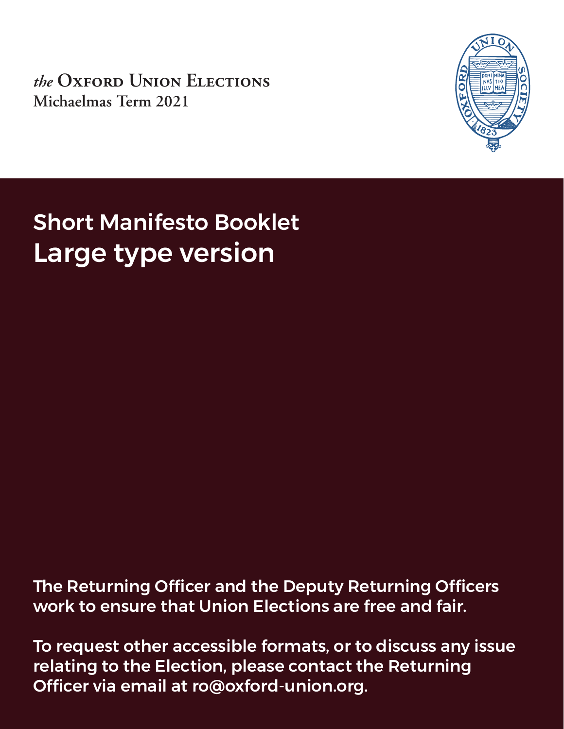*the* Oxford Union Elections
Michaelmas Term 2021

# Short Manifesto Booklet
## Large type version

The Returning Officer and the Deputy Returning Officers work to ensure that Union Elections are free and fair.

To request other accessible formats, or to discuss any issue relating to the Election, please contact the Returning Officer via email at ro@oxford-union.org.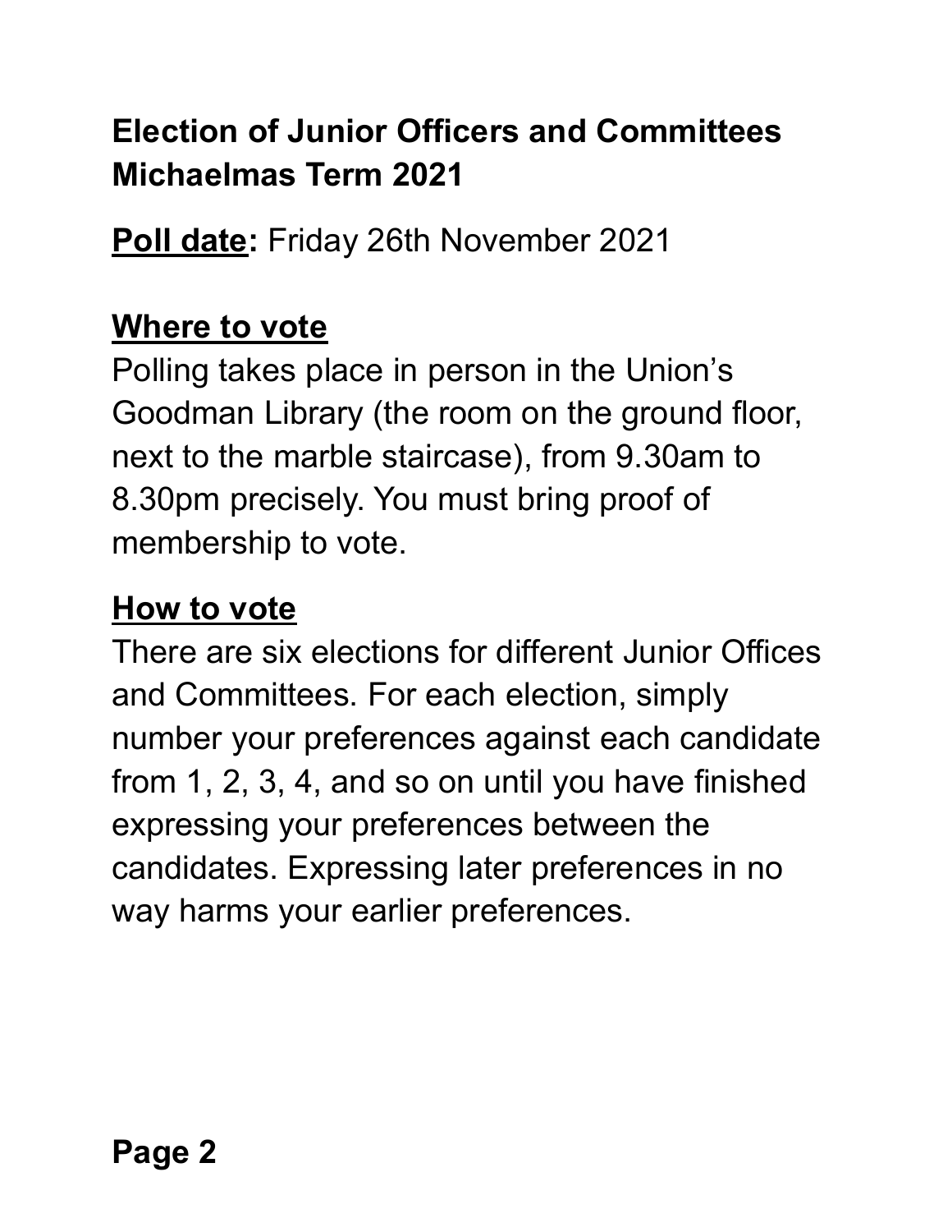**Election of Junior Officers and Committees Michaelmas Term 2021**

**Poll date:** Friday 26th November 2021

## Where to vote

Polling takes place in person in the Union's Goodman Library (the room on the ground floor, next to the marble staircase), from 9.30am to 8.30pm precisely. You must bring proof of membership to vote.

## How to vote

There are six elections for different Junior Offices and Committees. For each election, simply number your preferences against each candidate from 1, 2, 3, 4, and so on until you have finished expressing your preferences between the candidates. Expressing later preferences in no way harms your earlier preferences.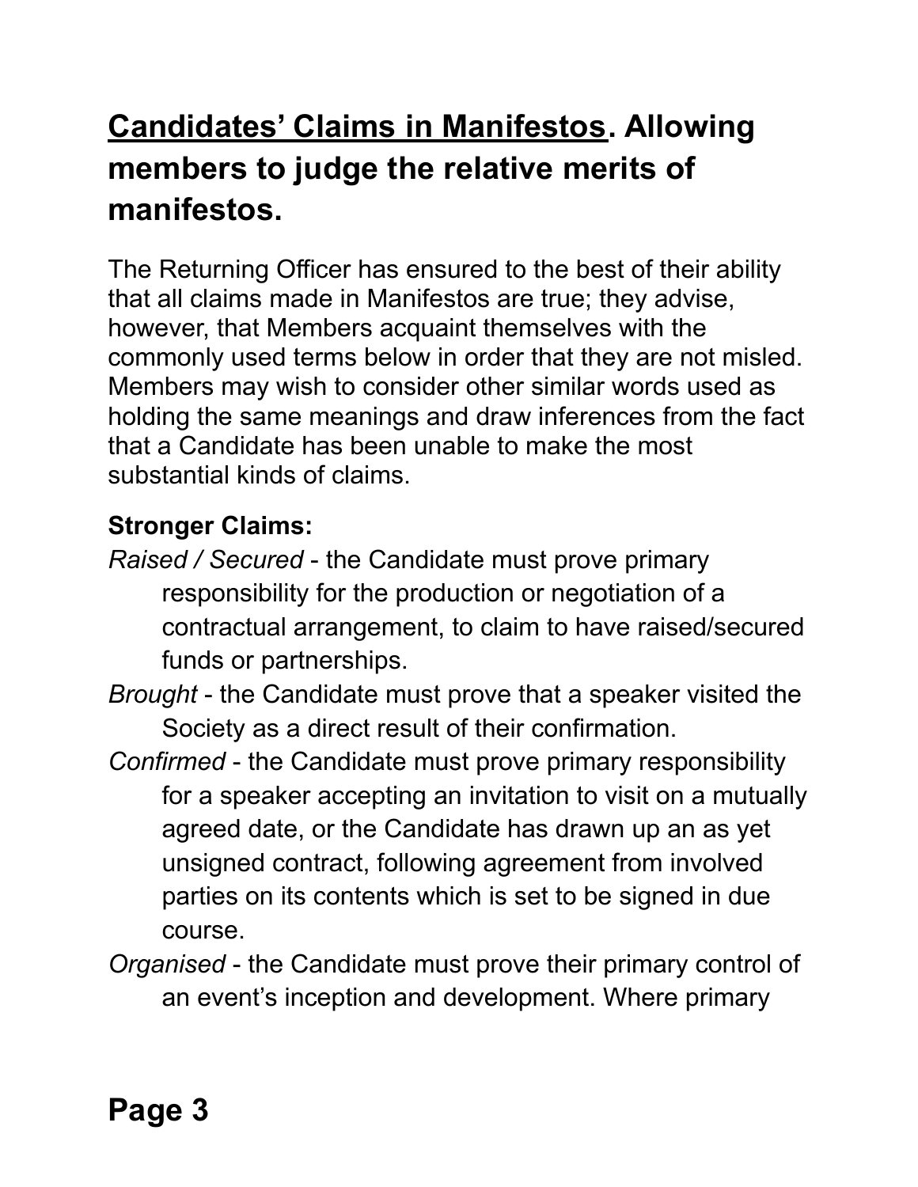## <u>Candidates' Claims in Manifestos</u>. Allowing members to judge the relative merits of manifestos.

The Returning Officer has ensured to the best of their ability that all claims made in Manifestos are true; they advise, however, that Members acquaint themselves with the commonly used terms below in order that they are not misled. Members may wish to consider other similar words used as holding the same meanings and draw inferences from the fact that a Candidate has been unable to make the most substantial kinds of claims.

**Stronger Claims:**

*Raised / Secured* - the Candidate must prove primary responsibility for the production or negotiation of a contractual arrangement, to claim to have raised/secured funds or partnerships.

*Brought* - the Candidate must prove that a speaker visited the Society as a direct result of their confirmation.

*Confirmed* - the Candidate must prove primary responsibility for a speaker accepting an invitation to visit on a mutually agreed date, or the Candidate has drawn up an as yet unsigned contract, following agreement from involved parties on its contents which is set to be signed in due course.

*Organised* - the Candidate must prove their primary control of an event's inception and development. Where primary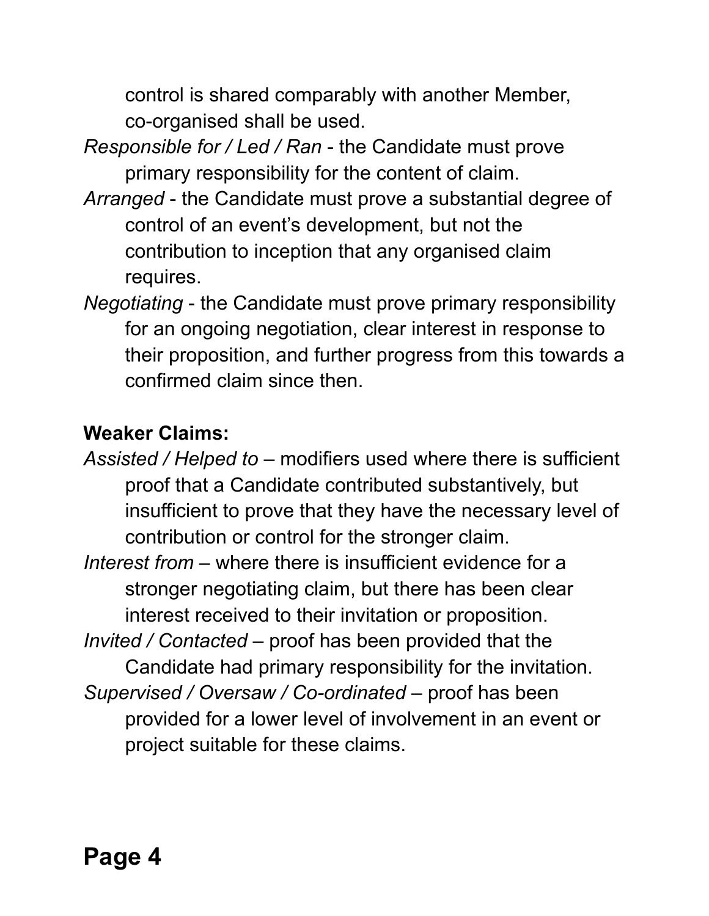control is shared comparably with another Member, co-organised shall be used.

*Responsible for / Led / Ran* - the Candidate must prove primary responsibility for the content of claim.

*Arranged* - the Candidate must prove a substantial degree of control of an event's development, but not the contribution to inception that any organised claim requires.

*Negotiating* - the Candidate must prove primary responsibility for an ongoing negotiation, clear interest in response to their proposition, and further progress from this towards a confirmed claim since then.

**Weaker Claims:**

*Assisted / Helped to* – modifiers used where there is sufficient proof that a Candidate contributed substantively, but insufficient to prove that they have the necessary level of contribution or control for the stronger claim.

*Interest from* – where there is insufficient evidence for a stronger negotiating claim, but there has been clear interest received to their invitation or proposition.

*Invited / Contacted* – proof has been provided that the Candidate had primary responsibility for the invitation.

*Supervised / Oversaw / Co-ordinated* – proof has been provided for a lower level of involvement in an event or project suitable for these claims.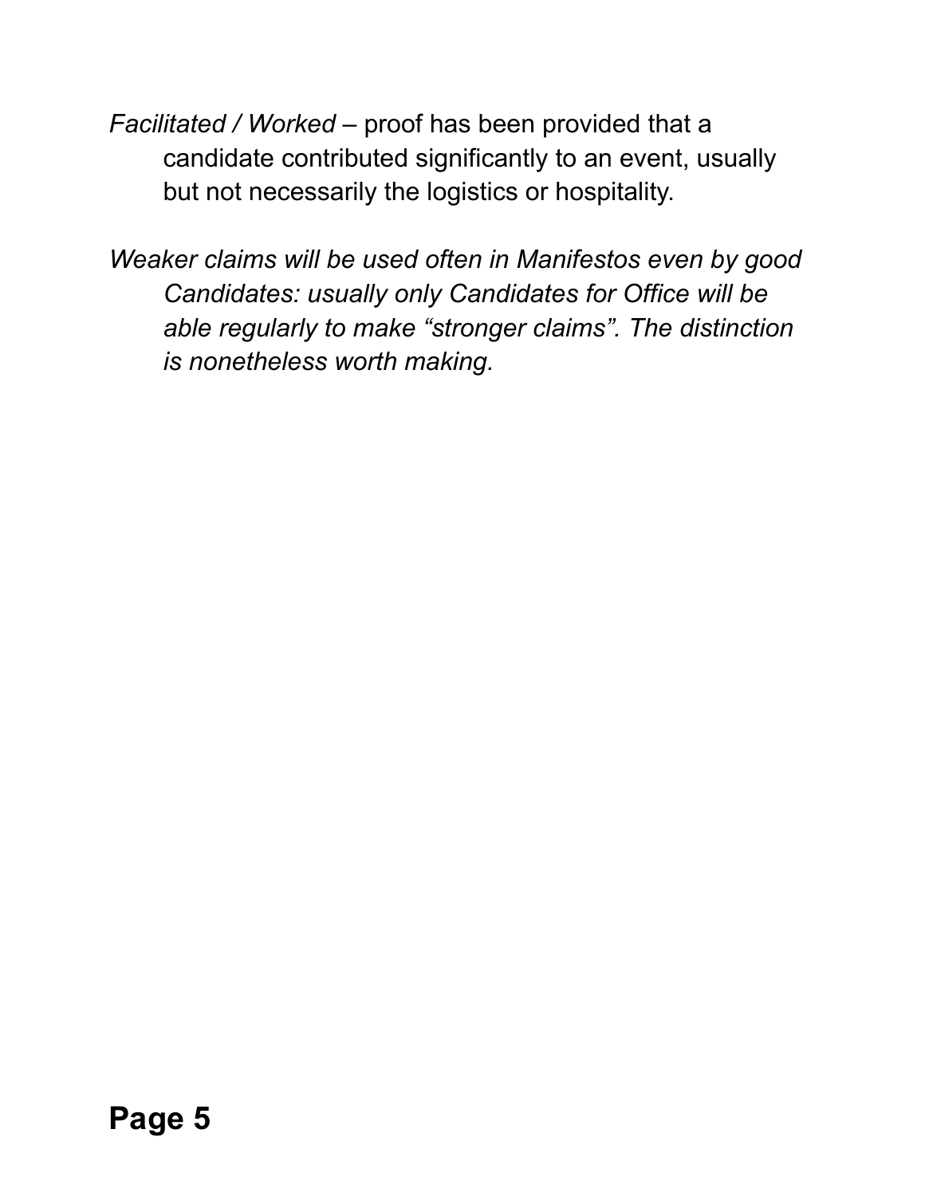*Facilitated / Worked* – proof has been provided that a candidate contributed significantly to an event, usually but not necessarily the logistics or hospitality.

*Weaker claims will be used often in Manifestos even by good Candidates: usually only Candidates for Office will be able regularly to make “stronger claims”. The distinction is nonetheless worth making.*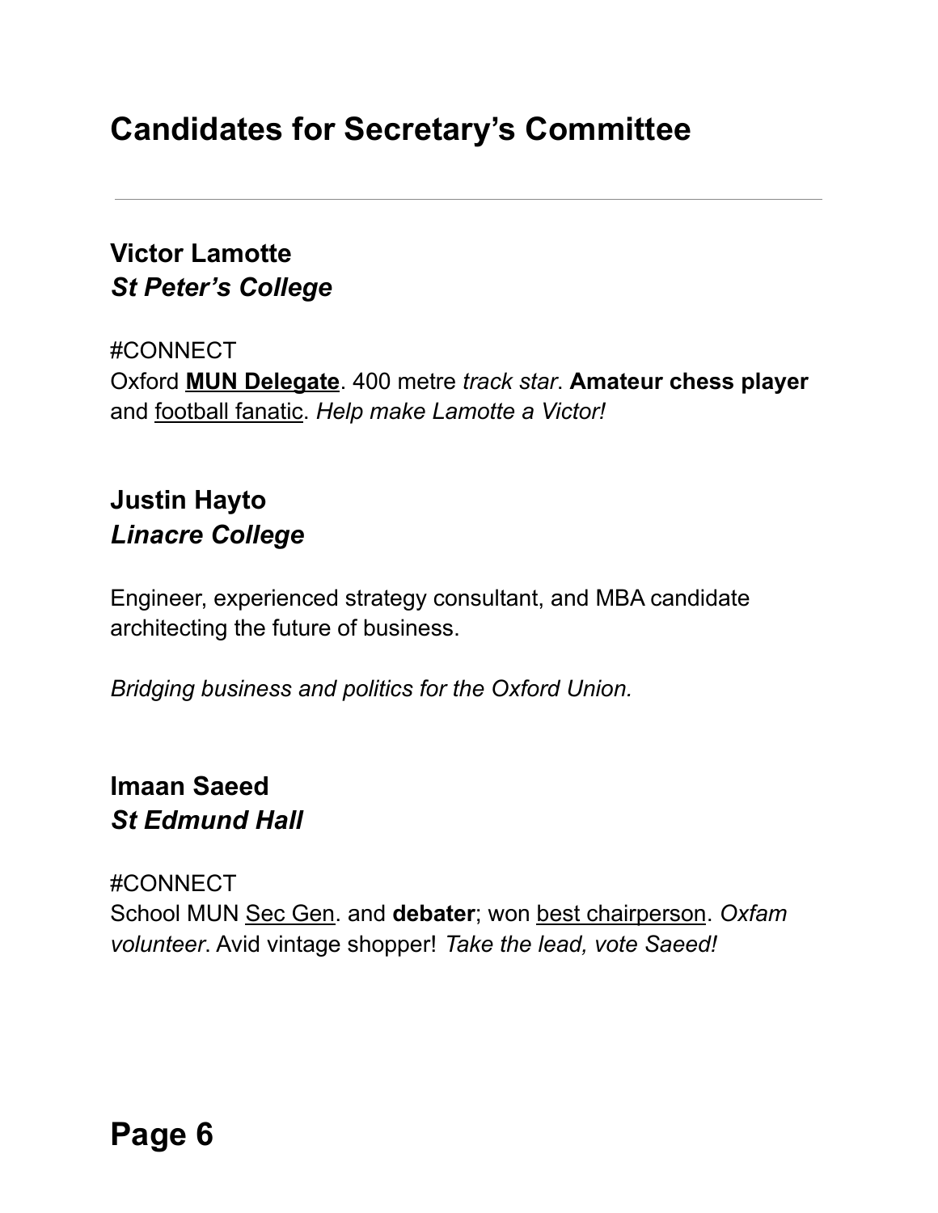## Candidates for Secretary's Committee

---

### Victor Lamotte
### *St Peter's College*

#CONNECT
Oxford **<u>MUN Delegate</u>**. 400 metre *track star*. **Amateur chess player** and <u>football fanatic</u>. *Help make Lamotte a Victor!*

### Justin Hayto
### *Linacre College*

Engineer, experienced strategy consultant, and MBA candidate architecting the future of business.

*Bridging business and politics for the Oxford Union.*

### Imaan Saeed
### *St Edmund Hall*

#CONNECT
School MUN <u>Sec Gen</u>. and **debater**; won <u>best chairperson</u>. *Oxfam volunteer*. Avid vintage shopper! *Take the lead, vote Saeed!*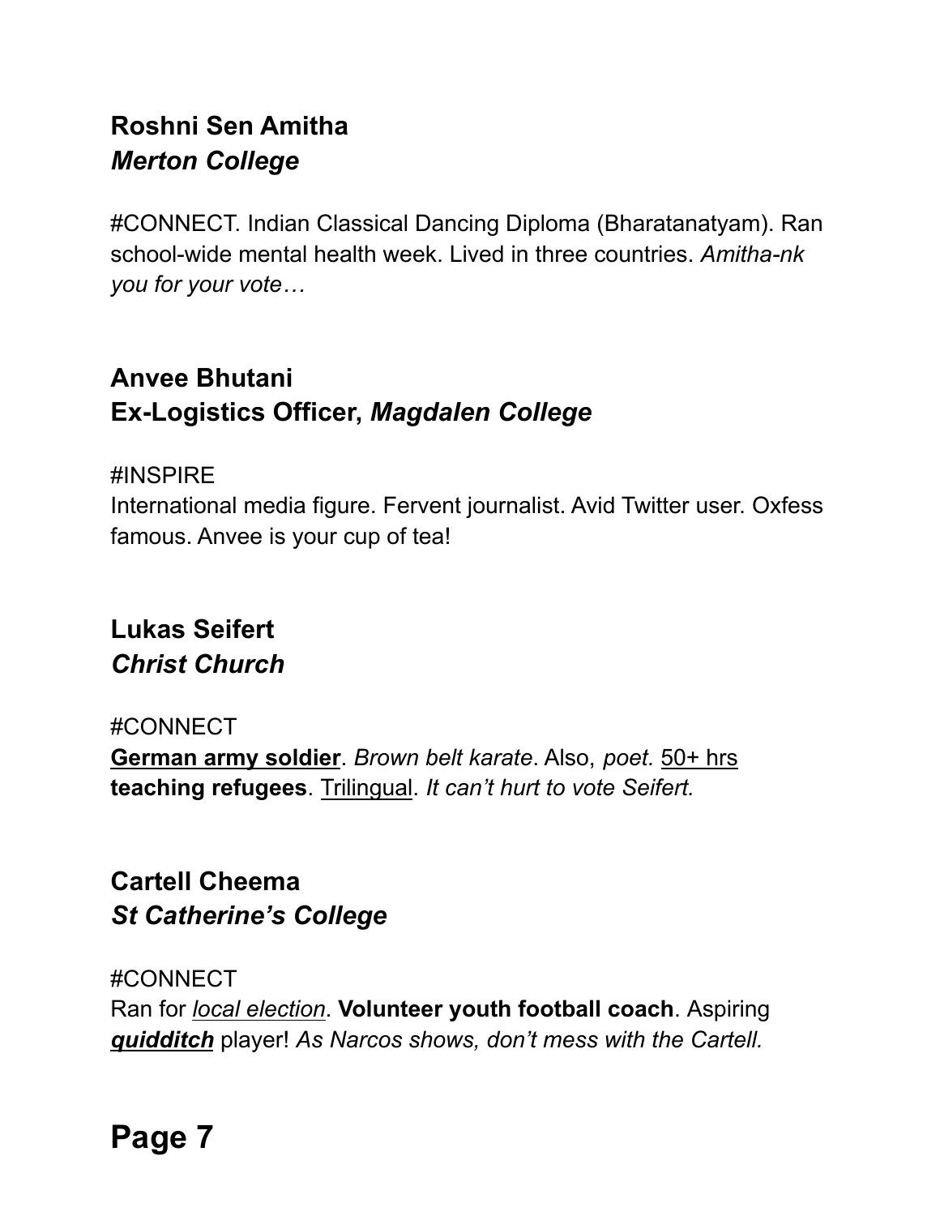**Roshni Sen Amitha**
***Merton College***

#CONNECT. Indian Classical Dancing Diploma (Bharatanatyam). Ran school-wide mental health week. Lived in three countries. *Amitha-nk you for your vote…*

**Anvee Bhutani**
**Ex-Logistics Officer, *Magdalen College***

#INSPIRE
International media figure. Fervent journalist. Avid Twitter user. Oxfess famous. Anvee is your cup of tea!

**Lukas Seifert**
***Christ Church***

#CONNECT
<u>**German army soldier**</u>. *Brown belt karate*. Also, *poet.* <u>50+ hrs</u> **teaching refugees**. <u>Trilingual</u>. *It can't hurt to vote Seifert.*

**Cartell Cheema**
***St Catherine's College***

#CONNECT
Ran for <u>*local election*</u>. **Volunteer youth football coach**. Aspiring <u>***quidditch***</u> player! *As Narcos shows, don't mess with the Cartell.*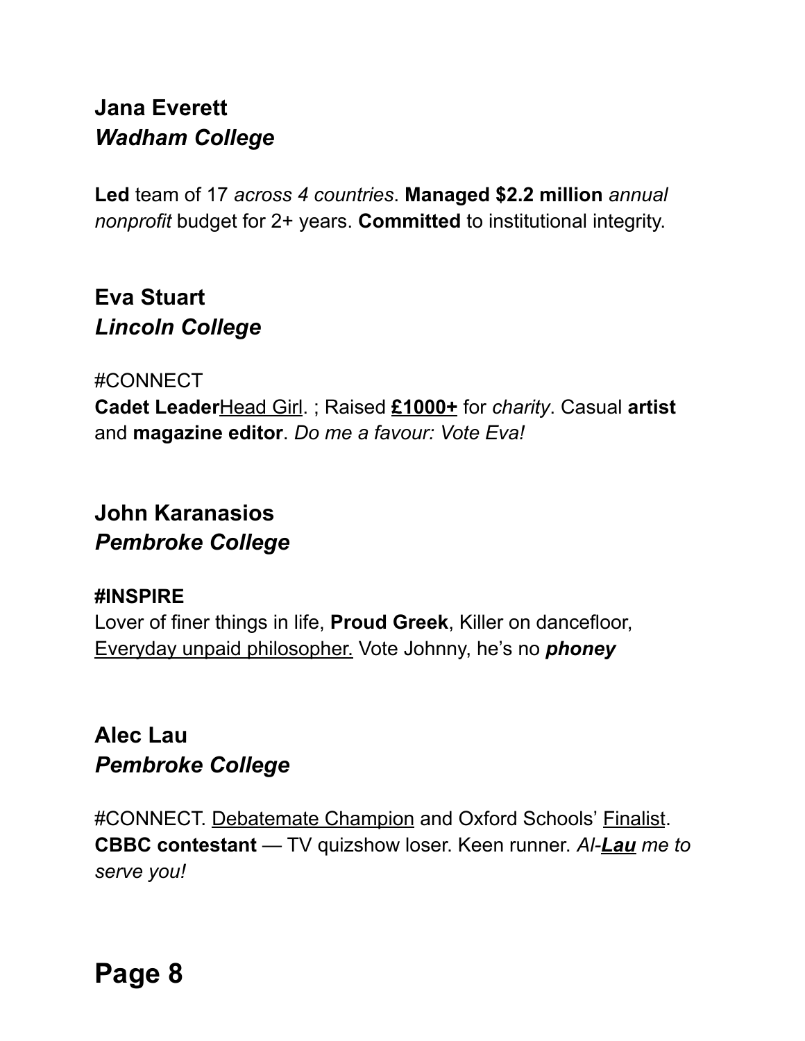**Jana Everett**
***Wadham College***

**Led** team of 17 *across 4 countries*. **Managed $2.2 million** *annual nonprofit* budget for 2+ years. **Committed** to institutional integrity.

**Eva Stuart**
***Lincoln College***

#CONNECT
**Cadet Leader**<u>Head Girl</u>. ; Raised <u>**£1000+**</u> for *charity*. Casual **artist** and **magazine editor**. *Do me a favour: Vote Eva!*

**John Karanasios**
***Pembroke College***

**#INSPIRE**
Lover of finer things in life, **Proud Greek**, Killer on dancefloor, <u>Everyday unpaid philosopher.</u> Vote Johnny, he's no ***phoney***

**Alec Lau**
***Pembroke College***

#CONNECT. <u>Debatemate Champion</u> and Oxford Schools' <u>Finalist</u>. **CBBC contestant** — TV quizshow loser. Keen runner. *Al-<u>**Lau**</u> me to serve you!*

## Page 8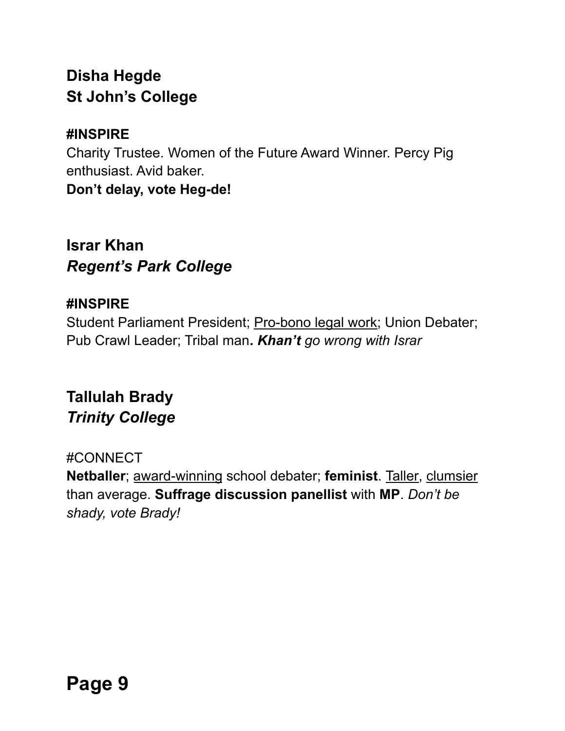**Disha Hegde**
**St John's College**

**#INSPIRE**
Charity Trustee. Women of the Future Award Winner. Percy Pig enthusiast. Avid baker.
**Don't delay, vote Heg-de!**

**Israr Khan**
***Regent's Park College***

**#INSPIRE**
Student Parliament President; <u>Pro-bono legal work</u>; Union Debater; Pub Crawl Leader; Tribal man**.** ***Khan't*** *go wrong with Israr*

**Tallulah Brady**
***Trinity College***

#CONNECT
**Netballer**; <u>award-winning</u> school debater; **feminist**. <u>Taller</u>, <u>clumsier</u> than average. **Suffrage discussion panellist** with **MP**. *Don't be shady, vote Brady!*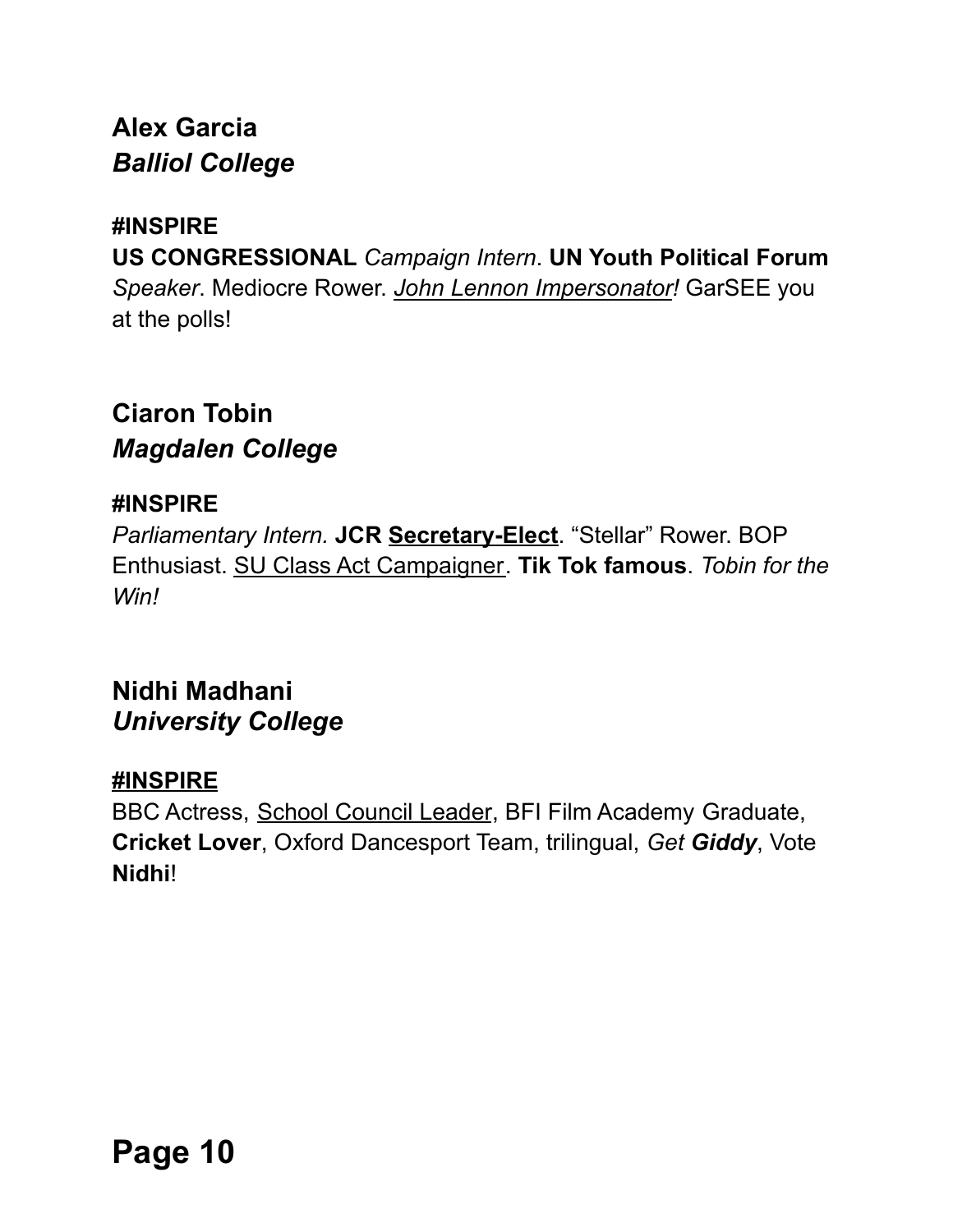**Alex Garcia**
***Balliol College***

**#INSPIRE**
**US CONGRESSIONAL** *Campaign Intern*. **UN Youth Political Forum** *Speaker*. Mediocre Rower. <u>*John Lennon Impersonator*</u>*!* GarSEE you at the polls!

**Ciaron Tobin**
***Magdalen College***

**#INSPIRE**
*Parliamentary Intern.* **JCR <u>Secretary-Elect</u>**. "Stellar" Rower. BOP Enthusiast. <u>SU Class Act Campaigner</u>. **Tik Tok famous**. *Tobin for the Win!*

**Nidhi Madhani**
***University College***

<u>**#INSPIRE**</u>
BBC Actress, <u>School Council Leader</u>, BFI Film Academy Graduate, **Cricket Lover**, Oxford Dancesport Team, trilingual, *Get **Giddy***, Vote **Nidhi**!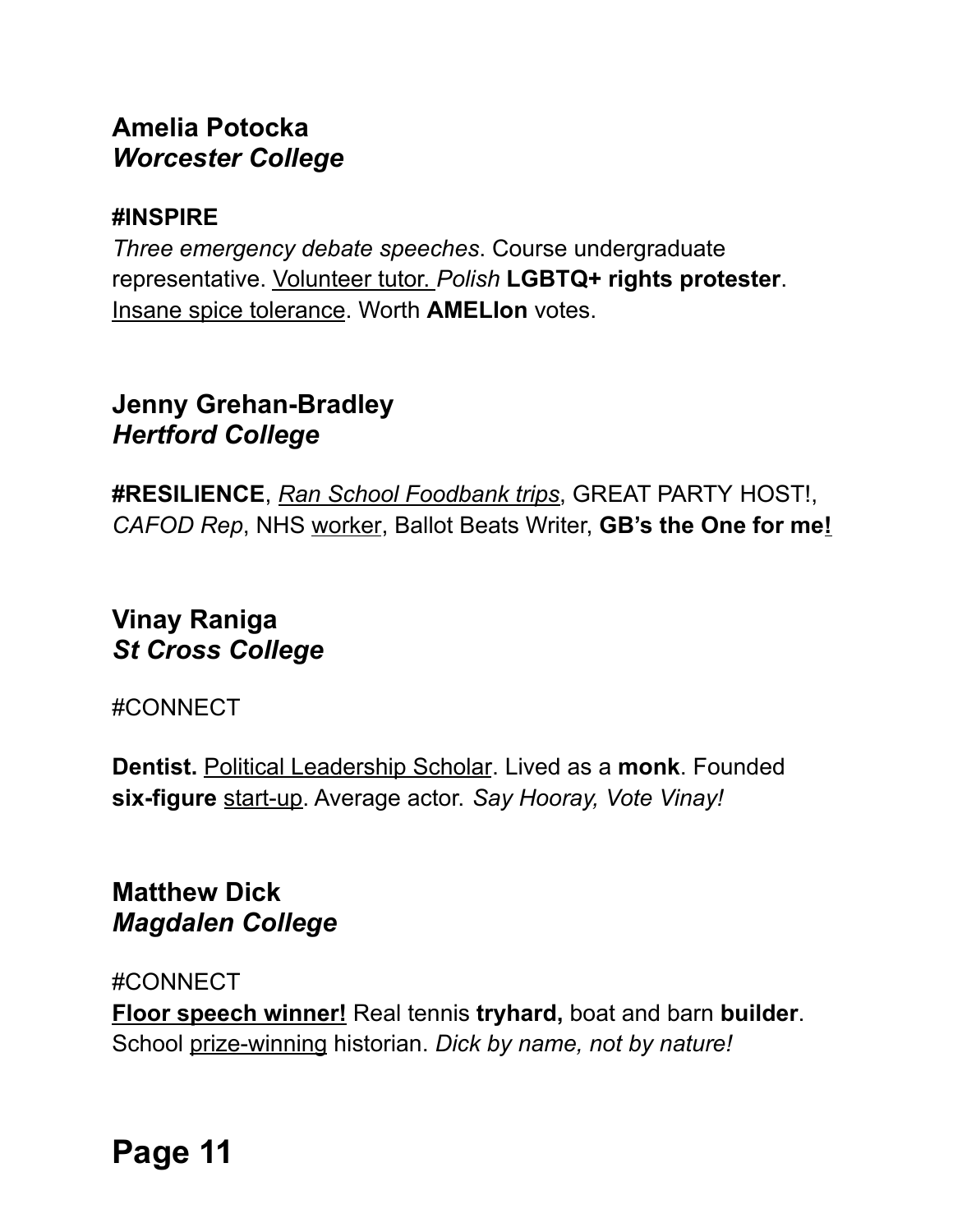**Amelia Potocka**
***Worcester College***

**#INSPIRE**
*Three emergency debate speeches*. Course undergraduate representative. <u>Volunteer tutor.</u> *Polish* **LGBTQ+ rights protester**. <u>Insane spice tolerance</u>. Worth **AMELIon** votes.

**Jenny Grehan-Bradley**
***Hertford College***

**#RESILIENCE**, *<u>Ran School Foodbank trips</u>*, GREAT PARTY HOST!, *CAFOD Rep*, NHS <u>worker</u>, Ballot Beats Writer, **GB's the One for me!**

**Vinay Raniga**
***St Cross College***

#CONNECT

**Dentist.** <u>Political Leadership Scholar</u>. Lived as a **monk**. Founded **six-figure** <u>start-up</u>. Average actor. *Say Hooray, Vote Vinay!*

**Matthew Dick**
***Magdalen College***

#CONNECT
**<u>Floor speech winner!</u>** Real tennis **tryhard,** boat and barn **builder**. School <u>prize-winning</u> historian. *Dick by name, not by nature!*

# Page 11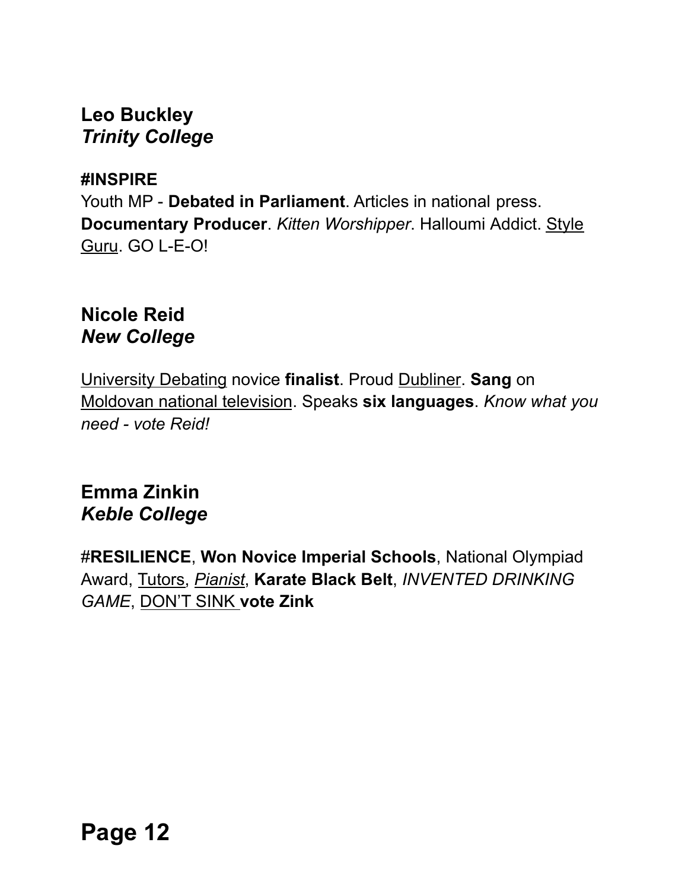**Leo Buckley**
***Trinity College***

**#INSPIRE**
Youth MP - **Debated in Parliament**. Articles in national press. **Documentary Producer**. *Kitten Worshipper*. Halloumi Addict. <u>Style Guru</u>. GO L-E-O!

**Nicole Reid**
***New College***

<u>University Debating</u> novice **finalist**. Proud <u>Dubliner</u>. **Sang** on <u>Moldovan national television</u>. Speaks **six languages**. *Know what you need - vote Reid!*

**Emma Zinkin**
***Keble College***

**#RESILIENCE**, **Won Novice Imperial Schools**, National Olympiad Award, <u>Tutors</u>, <u>*Pianist*</u>, **Karate Black Belt**, *INVENTED DRINKING GAME*, <u>DON'T SINK</u> **vote Zink**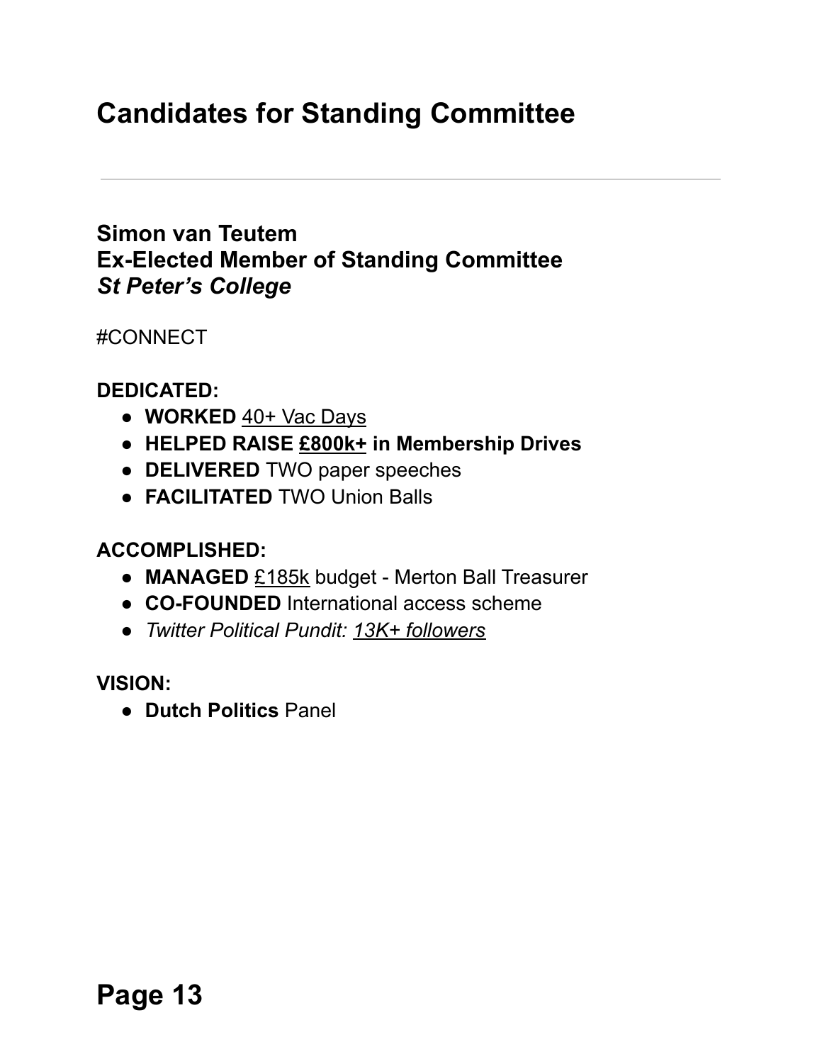# Candidates for Standing Committee

---

**Simon van Teutem**
**Ex-Elected Member of Standing Committee**
***St Peter's College***

#CONNECT

**DEDICATED:**

- **WORKED** <u>40+ Vac Days</u>
- **HELPED RAISE <u>£800k+</u> in Membership Drives**
- **DELIVERED** TWO paper speeches
- **FACILITATED** TWO Union Balls

**ACCOMPLISHED:**

- **MANAGED** <u>£185k</u> budget - Merton Ball Treasurer
- **CO-FOUNDED** International access scheme
- *Twitter Political Pundit: <u>13K+ followers</u>*

**VISION:**

- **Dutch Politics** Panel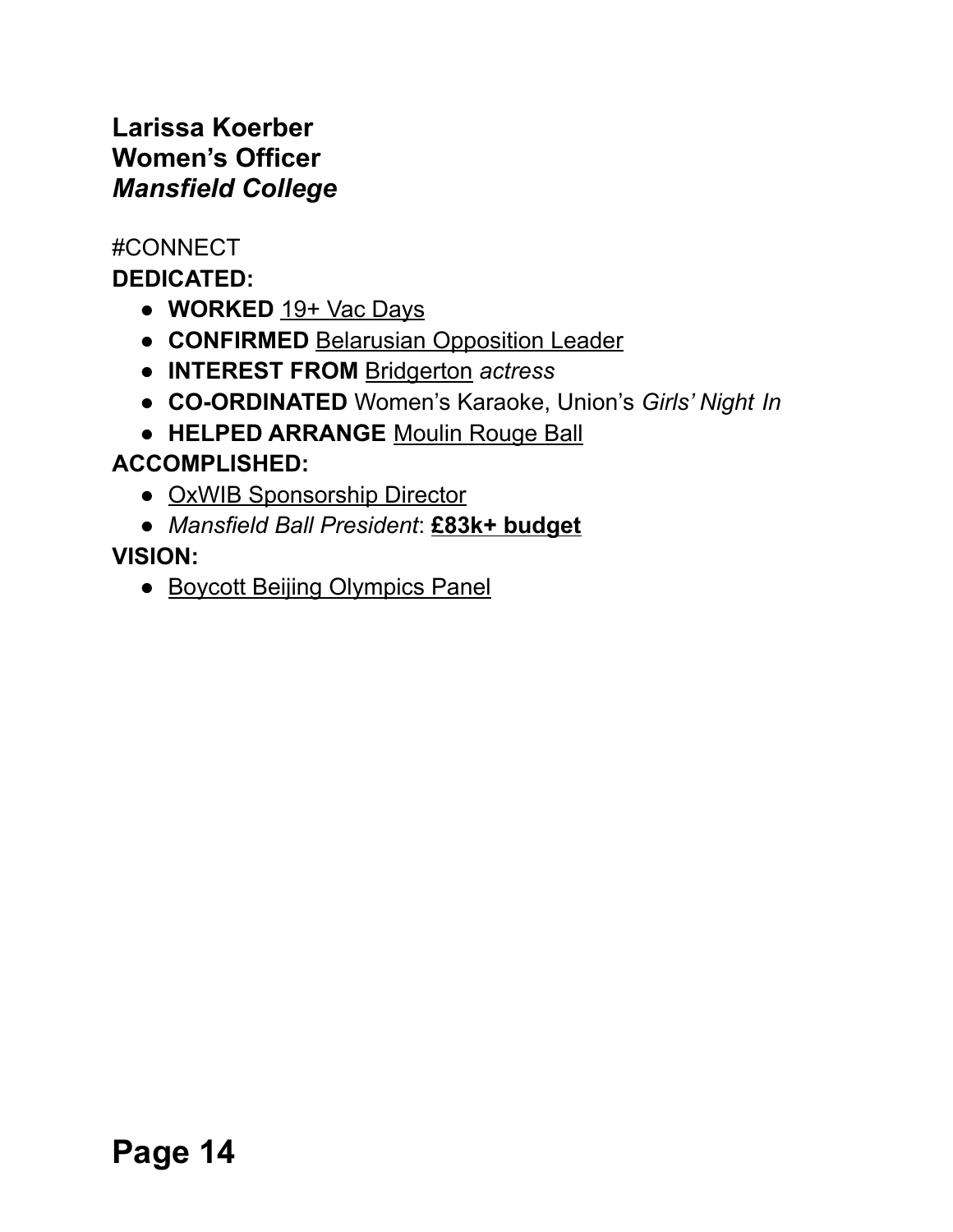**Larissa Koerber**
**Women's Officer**
***Mansfield College***

#CONNECT

**DEDICATED:**

- **WORKED** 19+ Vac Days
- **CONFIRMED** Belarusian Opposition Leader
- **INTEREST FROM** Bridgerton *actress*
- **CO-ORDINATED** Women's Karaoke, Union's *Girls' Night In*
- **HELPED ARRANGE** Moulin Rouge Ball

**ACCOMPLISHED:**

- OxWIB Sponsorship Director
- *Mansfield Ball President*: **£83k+ budget**

**VISION:**

- Boycott Beijing Olympics Panel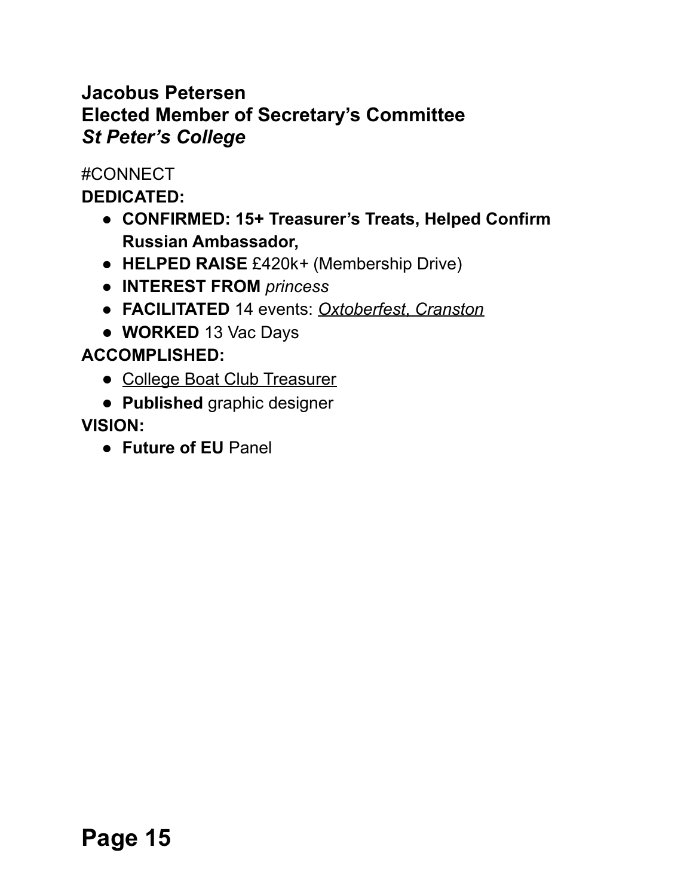**Jacobus Petersen**
**Elected Member of Secretary's Committee**
***St Peter's College***

#CONNECT

**DEDICATED:**

- **CONFIRMED: 15+ Treasurer's Treats, Helped Confirm Russian Ambassador,**
- **HELPED RAISE** £420k+ (Membership Drive)
- **INTEREST FROM** *princess*
- **FACILITATED** 14 events: *Oxtoberfest*, *Cranston*
- **WORKED** 13 Vac Days

**ACCOMPLISHED:**

- College Boat Club Treasurer
- **Published** graphic designer

**VISION:**

- **Future of EU** Panel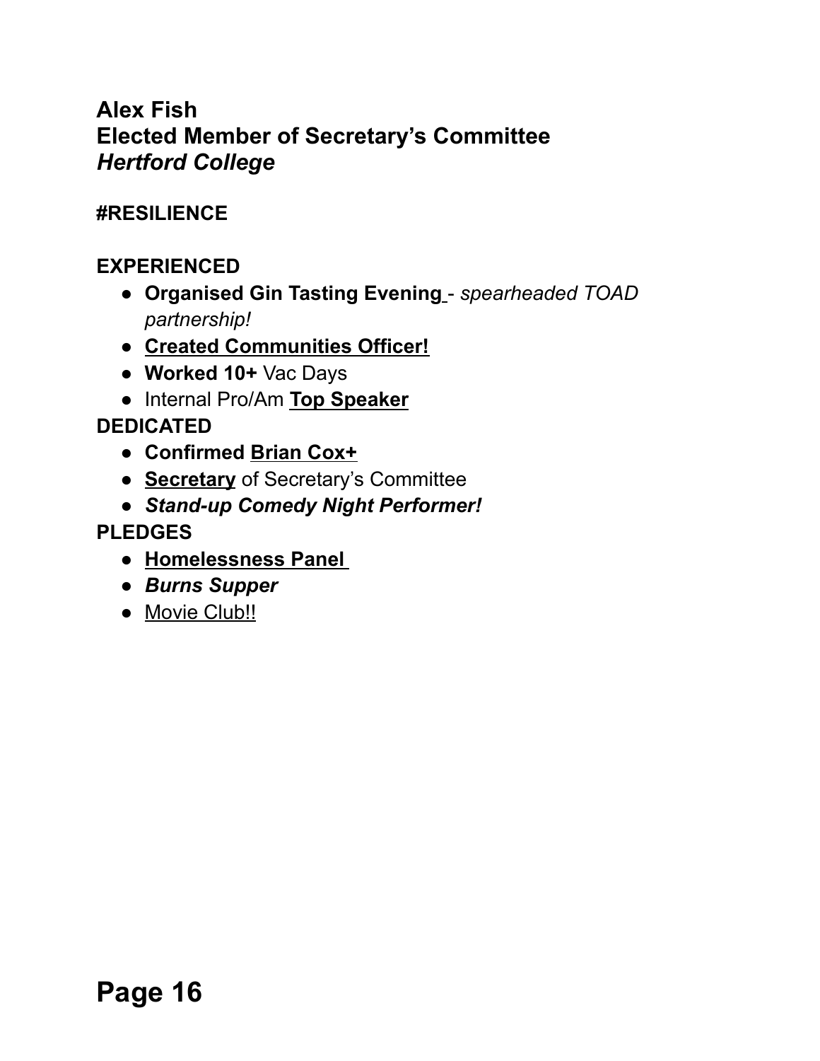**Alex Fish**
**Elected Member of Secretary's Committee**
***Hertford College***

**#RESILIENCE**

**EXPERIENCED**

- **Organised Gin Tasting Evening** - *spearheaded TOAD partnership!*
- **Created Communities Officer!**
- **Worked 10+** Vac Days
- Internal Pro/Am **Top Speaker**

**DEDICATED**

- **Confirmed Brian Cox+**
- **Secretary** of Secretary's Committee
- ***Stand-up Comedy Night Performer!***

**PLEDGES**

- **Homelessness Panel**
- ***Burns Supper***
- Movie Club!!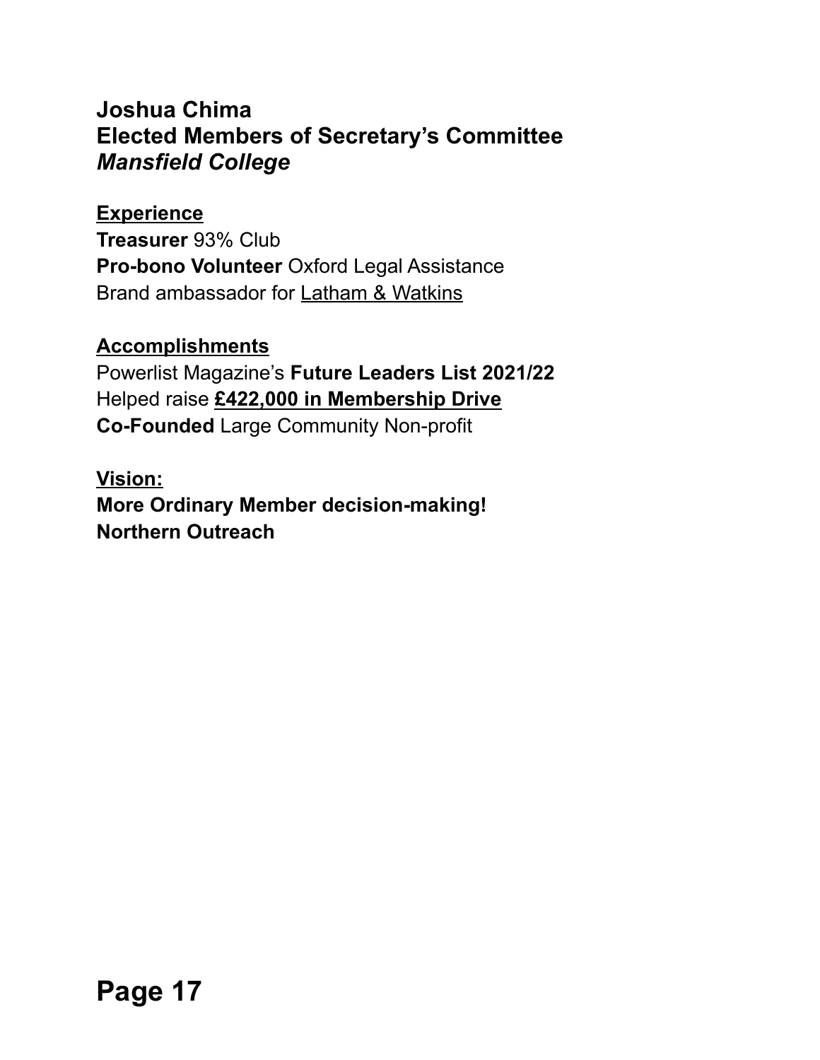**Joshua Chima**
**Elected Members of Secretary's Committee**
***Mansfield College***

**Experience**

**Treasurer** 93% Club
**Pro-bono Volunteer** Oxford Legal Assistance
Brand ambassador for Latham & Watkins

**Accomplishments**

Powerlist Magazine's **Future Leaders List 2021/22**
Helped raise **£422,000 in Membership Drive**
**Co-Founded** Large Community Non-profit

**Vision:**

**More Ordinary Member decision-making!**
**Northern Outreach**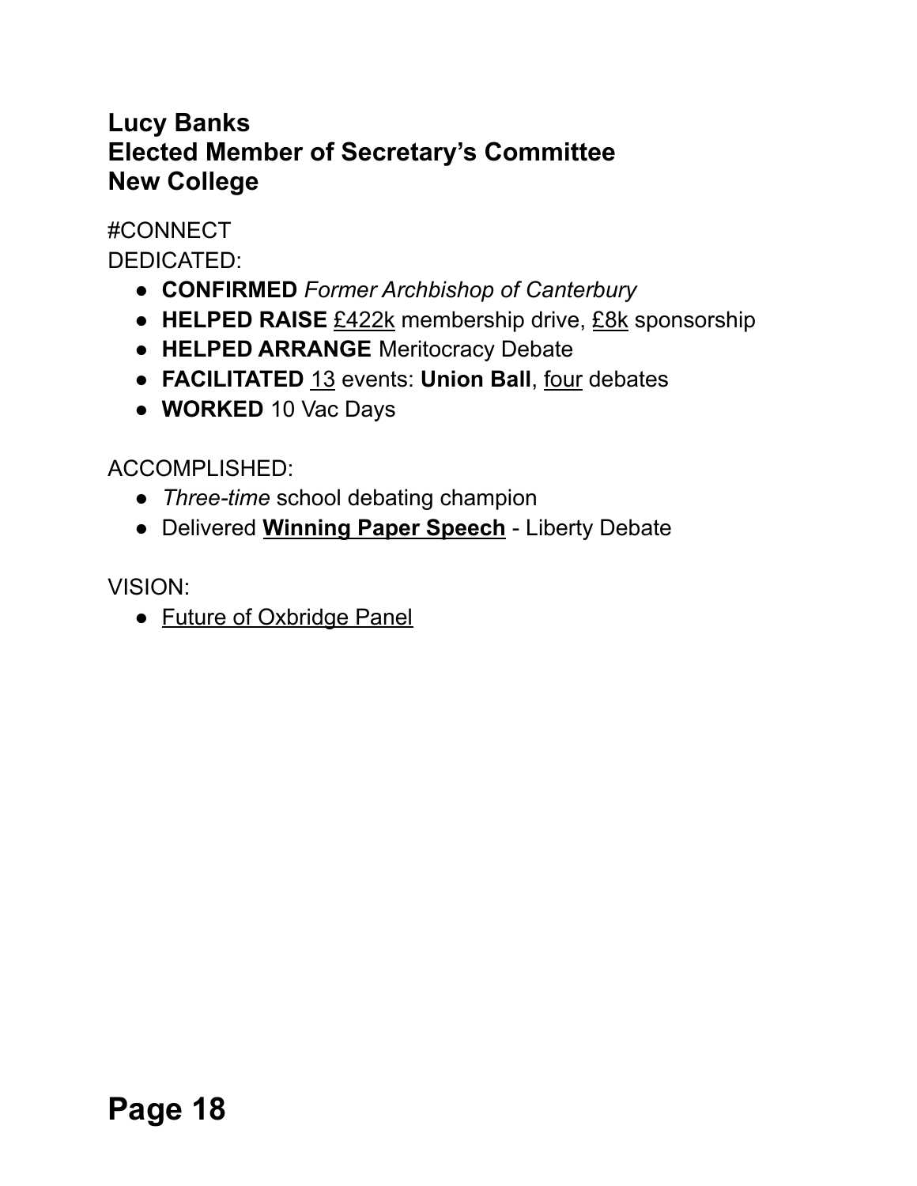**Lucy Banks**
**Elected Member of Secretary's Committee**
**New College**

#CONNECT
DEDICATED:

- **CONFIRMED** *Former Archbishop of Canterbury*
- **HELPED RAISE** <u>£422k</u> membership drive, <u>£8k</u> sponsorship
- **HELPED ARRANGE** Meritocracy Debate
- **FACILITATED** <u>13</u> events: **Union Ball**, <u>four</u> debates
- **WORKED** 10 Vac Days

ACCOMPLISHED:

- *Three-time* school debating champion
- Delivered **<u>Winning Paper Speech</u>** - Liberty Debate

VISION:

- <u>Future of Oxbridge Panel</u>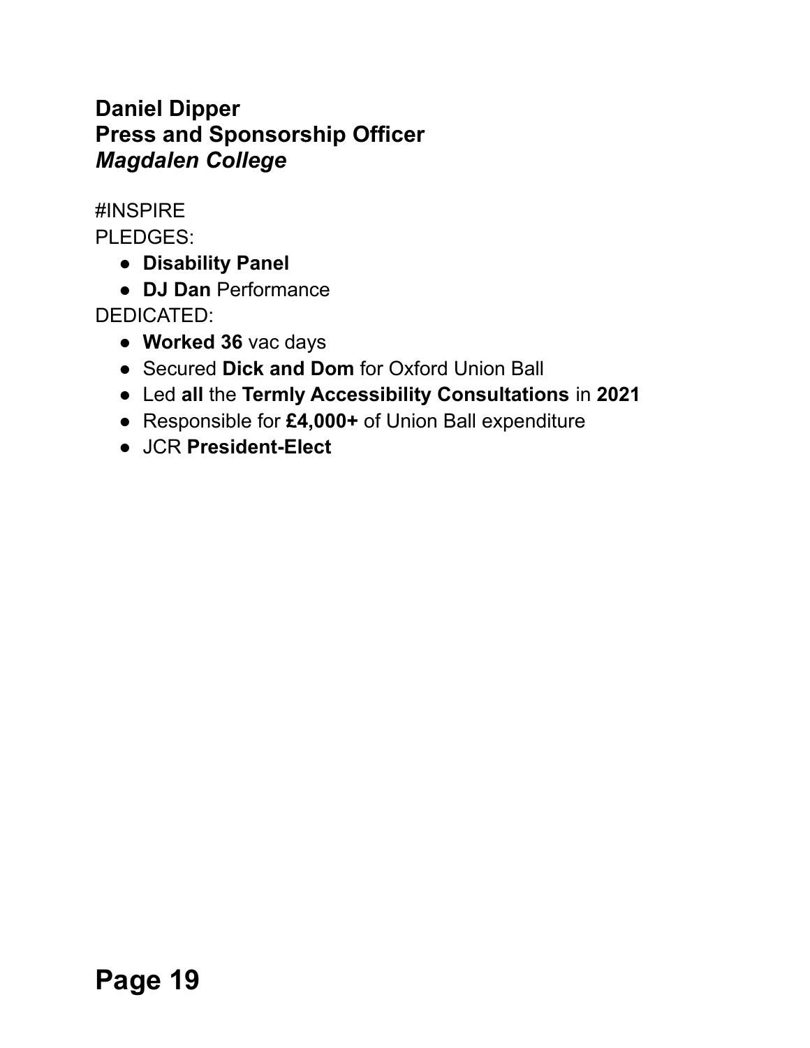**Daniel Dipper**
**Press and Sponsorship Officer**
***Magdalen College***

#INSPIRE
PLEDGES:

- **Disability Panel**
- **DJ Dan** Performance

DEDICATED:

- **Worked 36** vac days
- Secured **Dick and Dom** for Oxford Union Ball
- Led **all** the **Termly Accessibility Consultations** in **2021**
- Responsible for **£4,000+** of Union Ball expenditure
- JCR **President-Elect**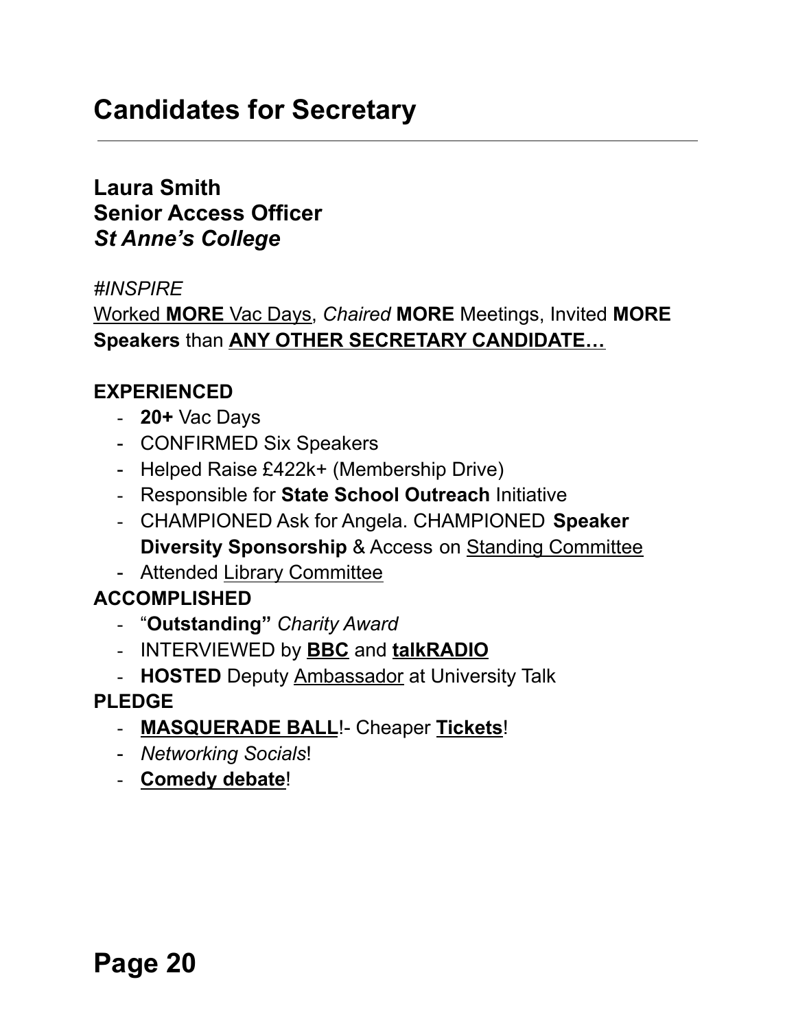# Candidates for Secretary

---

**Laura Smith**
**Senior Access Officer**
***St Anne's College***

*#INSPIRE*
<u>Worked **MORE** Vac Days</u>, *Chaired* **MORE** Meetings, Invited **MORE Speakers** than **<u>ANY OTHER SECRETARY CANDIDATE…</u>**

**EXPERIENCED**

- **20+** Vac Days
- CONFIRMED Six Speakers
- Helped Raise £422k+ (Membership Drive)
- Responsible for **State School Outreach** Initiative
- CHAMPIONED Ask for Angela. CHAMPIONED **Speaker Diversity Sponsorship** & Access on <u>Standing Committee</u>
- Attended <u>Library Committee</u>

**ACCOMPLISHED**

- "**Outstanding"** *Charity Award*
- INTERVIEWED by **<u>BBC</u>** and **<u>talkRADIO</u>**
- **HOSTED** Deputy <u>Ambassador</u> at University Talk

**PLEDGE**

- **<u>MASQUERADE BALL</u>**!- Cheaper **<u>Tickets</u>**!
- *Networking Socials*!
- **<u>Comedy debate</u>**!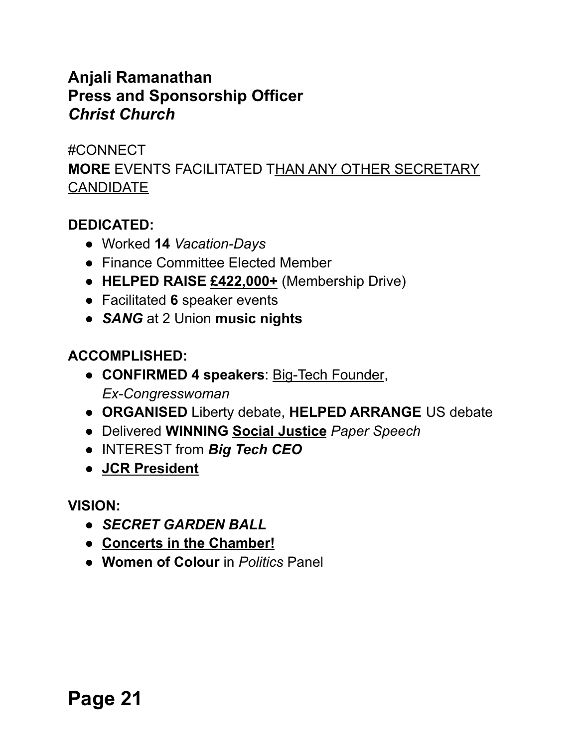**Anjali Ramanathan**
**Press and Sponsorship Officer**
***Christ Church***

#CONNECT
**MORE** EVENTS FACILITATED THAN ANY OTHER SECRETARY CANDIDATE

**DEDICATED:**

- Worked **14** *Vacation-Days*
- Finance Committee Elected Member
- **HELPED RAISE £422,000+** (Membership Drive)
- Facilitated **6** speaker events
- ***SANG*** at 2 Union **music nights**

**ACCOMPLISHED:**

- **CONFIRMED 4 speakers**: Big-Tech Founder, *Ex-Congresswoman*
- **ORGANISED** Liberty debate, **HELPED ARRANGE** US debate
- Delivered **WINNING Social Justice** *Paper Speech*
- INTEREST from ***Big Tech CEO***
- **JCR President**

**VISION:**

- ***SECRET GARDEN BALL***
- **Concerts in the Chamber!**
- **Women of Colour** in *Politics* Panel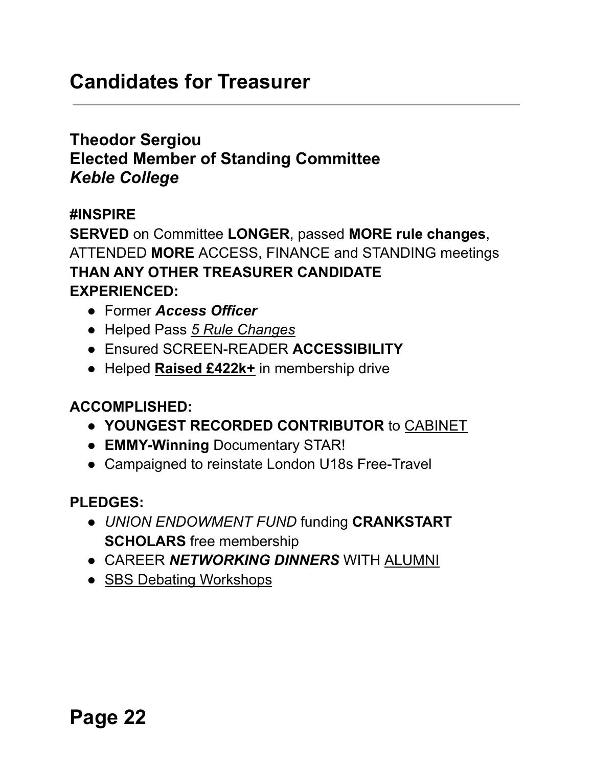## Candidates for Treasurer

---

### Theodor Sergiou
### Elected Member of Standing Committee
### *Keble College*

**#INSPIRE**
**SERVED** on Committee **LONGER**, passed **MORE rule changes**, ATTENDED **MORE** ACCESS, FINANCE and STANDING meetings
**THAN ANY OTHER TREASURER CANDIDATE**
**EXPERIENCED:**

- Former ***Access Officer***
- Helped Pass *5 Rule Changes*
- Ensured SCREEN-READER **ACCESSIBILITY**
- Helped **Raised £422k+** in membership drive

**ACCOMPLISHED:**

- **YOUNGEST RECORDED CONTRIBUTOR** to CABINET
- **EMMY-Winning** Documentary STAR!
- Campaigned to reinstate London U18s Free-Travel

**PLEDGES:**

- *UNION ENDOWMENT FUND* funding **CRANKSTART SCHOLARS** free membership
- CAREER ***NETWORKING DINNERS*** WITH ALUMNI
- SBS Debating Workshops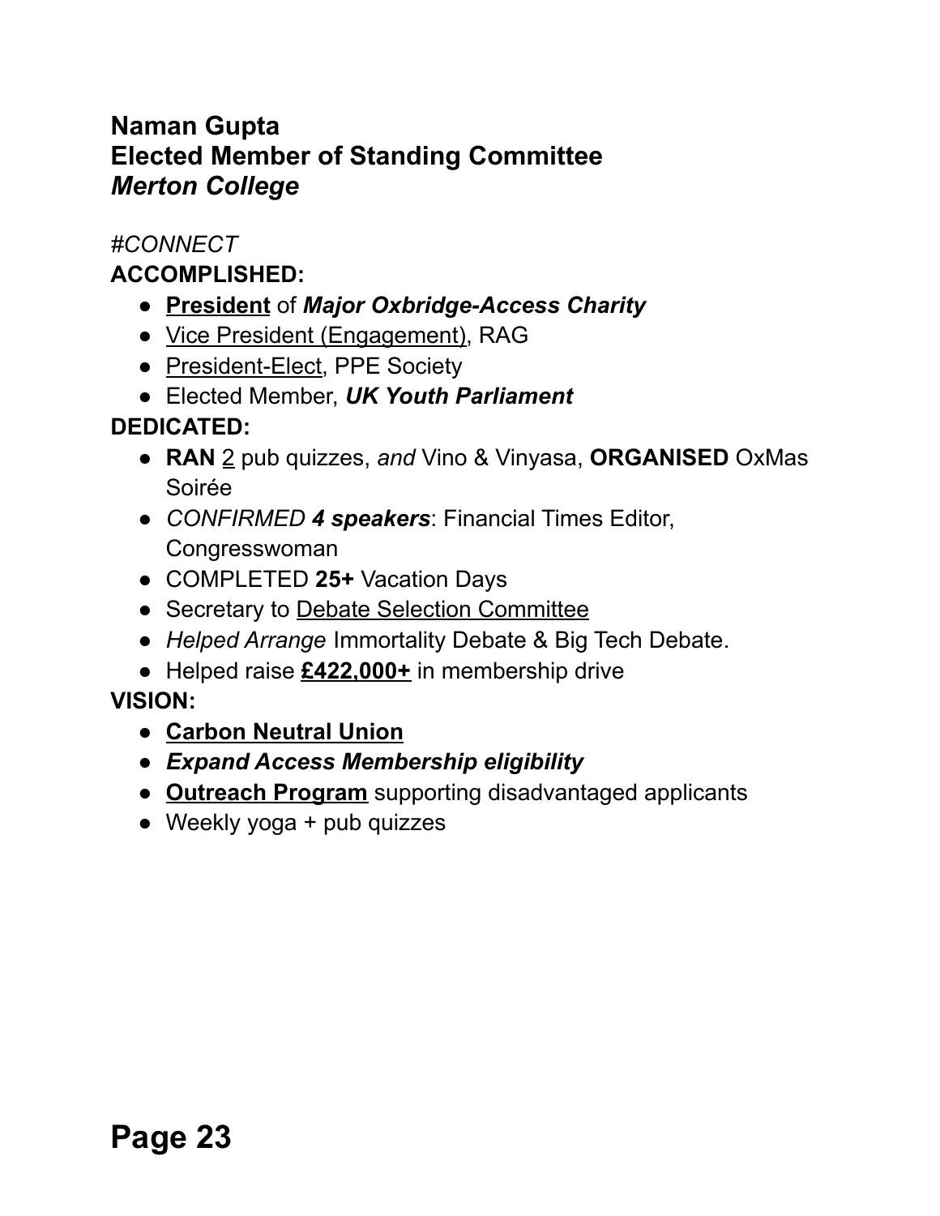**Naman Gupta**
**Elected Member of Standing Committee**
***Merton College***

*#CONNECT*

**ACCOMPLISHED:**

- <u>**President**</u> of ***Major Oxbridge-Access Charity***
- <u>Vice President (Engagement)</u>, RAG
- <u>President-Elect</u>, PPE Society
- Elected Member, ***UK Youth Parliament***

**DEDICATED:**

- **RAN** <u>2</u> pub quizzes, *and* Vino & Vinyasa, **ORGANISED** OxMas Soirée
- *CONFIRMED* ***4 speakers***: Financial Times Editor, Congresswoman
- COMPLETED **25+** Vacation Days
- Secretary to <u>Debate Selection Committee</u>
- *Helped Arrange* Immortality Debate & Big Tech Debate.
- Helped raise <u>**£422,000+**</u> in membership drive

**VISION:**

- <u>**Carbon Neutral Union**</u>
- ***Expand Access Membership eligibility***
- <u>**Outreach Program**</u> supporting disadvantaged applicants
- Weekly yoga + pub quizzes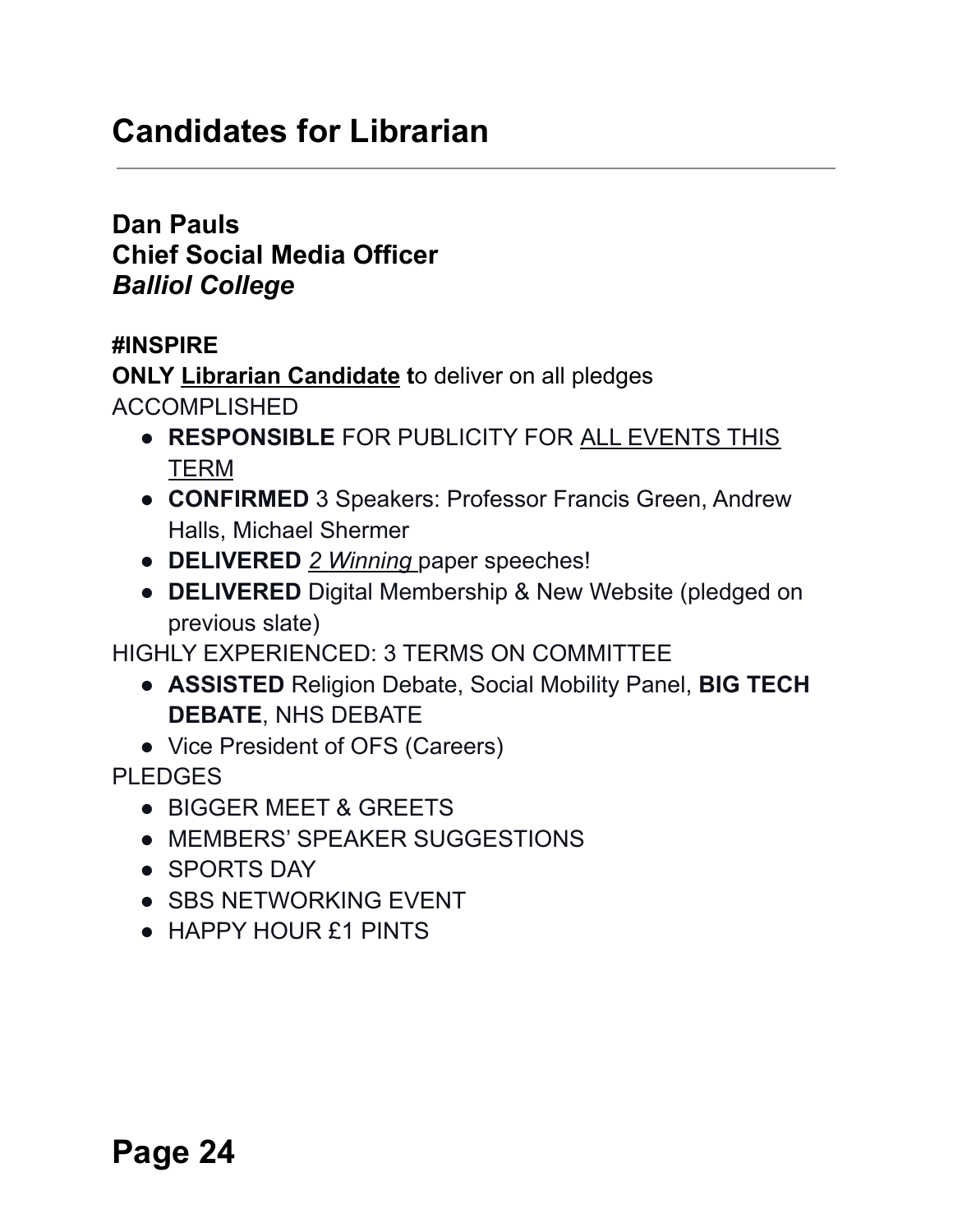# Candidates for Librarian

---

**Dan Pauls**
**Chief Social Media Officer**
***Balliol College***

**#INSPIRE**
**ONLY** **Librarian Candidate** **t**o deliver on all pledges
ACCOMPLISHED

- **RESPONSIBLE** FOR PUBLICITY FOR ALL EVENTS THIS TERM
- **CONFIRMED** 3 Speakers: Professor Francis Green, Andrew Halls, Michael Shermer
- **DELIVERED** *2 Winning* paper speeches!
- **DELIVERED** Digital Membership & New Website (pledged on previous slate)

HIGHLY EXPERIENCED: 3 TERMS ON COMMITTEE

- **ASSISTED** Religion Debate, Social Mobility Panel, **BIG TECH DEBATE**, NHS DEBATE
- Vice President of OFS (Careers)

PLEDGES

- BIGGER MEET & GREETS
- MEMBERS' SPEAKER SUGGESTIONS
- SPORTS DAY
- SBS NETWORKING EVENT
- HAPPY HOUR £1 PINTS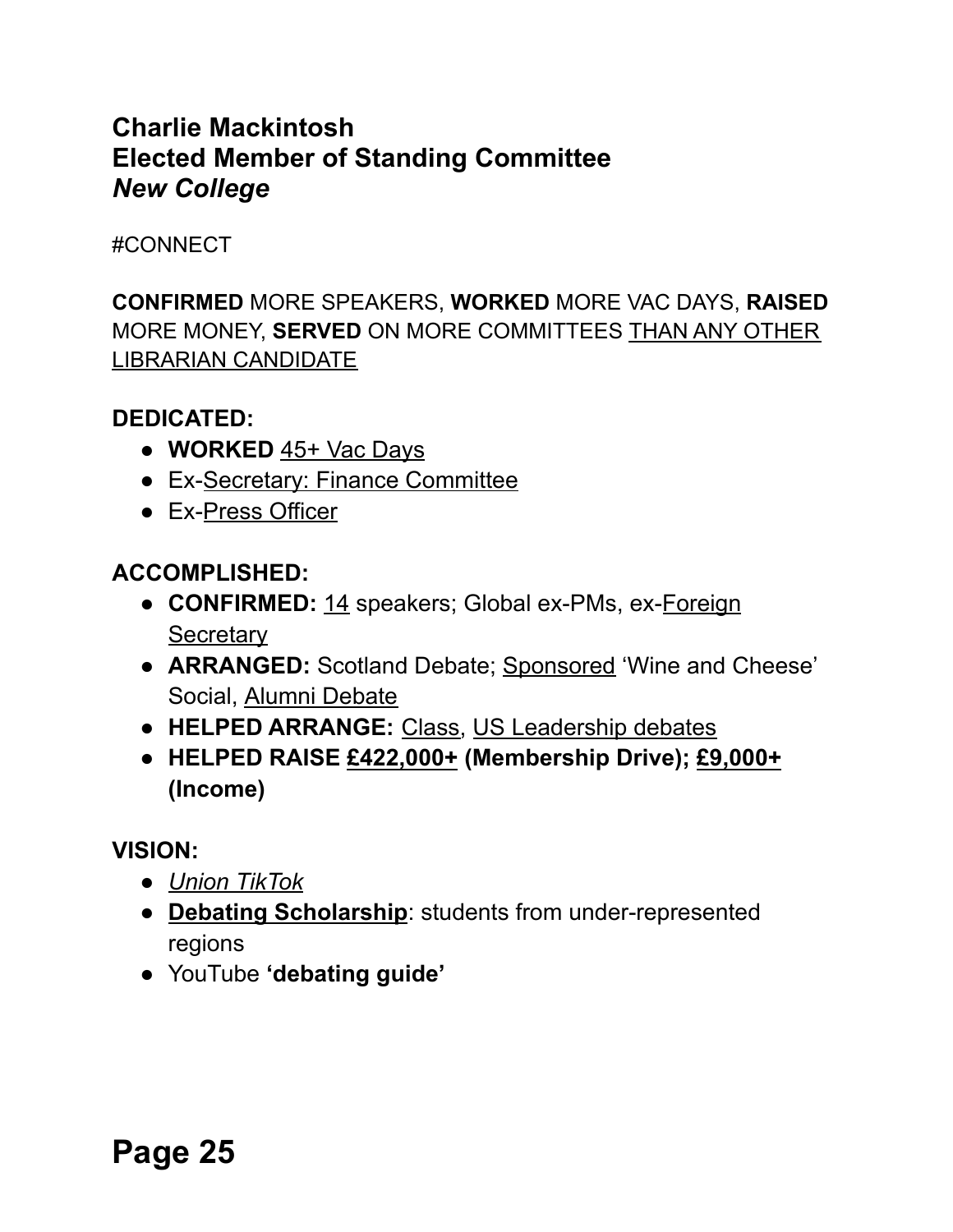**Charlie Mackintosh**
**Elected Member of Standing Committee**
***New College***

#CONNECT

**CONFIRMED** MORE SPEAKERS, **WORKED** MORE VAC DAYS, **RAISED** MORE MONEY, **SERVED** ON MORE COMMITTEES <u>THAN ANY OTHER LIBRARIAN CANDIDATE</u>

**DEDICATED:**

- **WORKED** <u>45+ Vac Days</u>
- Ex-<u>Secretary: Finance Committee</u>
- Ex-<u>Press Officer</u>

**ACCOMPLISHED:**

- **CONFIRMED:** <u>14</u> speakers; Global ex-PMs, ex-<u>Foreign Secretary</u>
- **ARRANGED:** Scotland Debate; <u>Sponsored</u> 'Wine and Cheese' Social, <u>Alumni Debate</u>
- **HELPED ARRANGE:** <u>Class</u>, <u>US Leadership debates</u>
- **HELPED RAISE <u>£422,000+</u> (Membership Drive); <u>£9,000+</u> (Income)**

**VISION:**

- *<u>Union TikTok</u>*
- **<u>Debating Scholarship</u>**: students from under-represented regions
- YouTube **'debating guide'**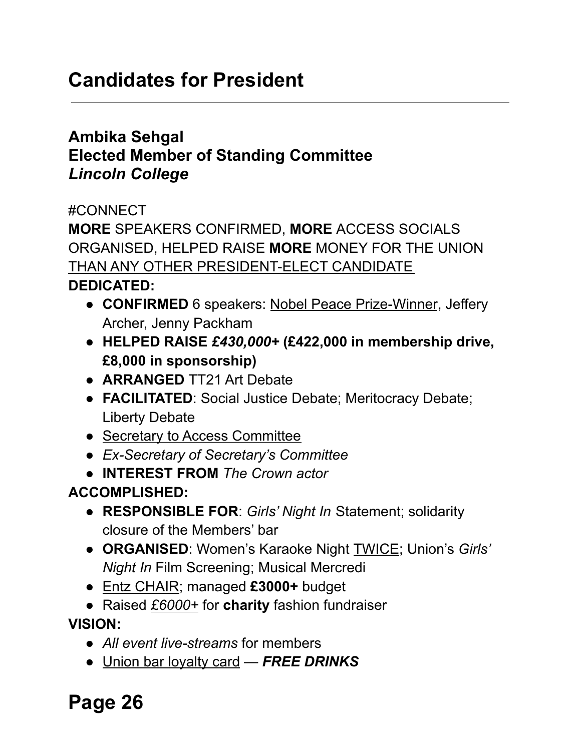## Candidates for President

---

### Ambika Sehgal
### Elected Member of Standing Committee
### *Lincoln College*

#CONNECT

**MORE** SPEAKERS CONFIRMED, **MORE** ACCESS SOCIALS ORGANISED, HELPED RAISE **MORE** MONEY FOR THE UNION <u>THAN ANY OTHER PRESIDENT-ELECT CANDIDATE</u>

**DEDICATED:**

- **CONFIRMED** 6 speakers: <u>Nobel Peace Prize-Winner</u>, Jeffery Archer, Jenny Packham
- **HELPED RAISE *£430,000*+ (£422,000 in membership drive, £8,000 in sponsorship)**
- **ARRANGED** TT21 Art Debate
- **FACILITATED**: Social Justice Debate; Meritocracy Debate; Liberty Debate
- <u>Secretary to Access Committee</u>
- *Ex-Secretary of Secretary's Committee*
- **INTEREST FROM** *The Crown* actor

**ACCOMPLISHED:**

- **RESPONSIBLE FOR**: *Girls' Night In* Statement; solidarity closure of the Members' bar
- **ORGANISED**: Women's Karaoke Night <u>TWICE</u>; Union's *Girls' Night In* Film Screening; Musical Mercredi
- <u>Entz CHAIR</u>; managed **£3000+** budget
- Raised <u>*£6000+*</u> for **charity** fashion fundraiser

**VISION:**

- *All event live-streams* for members
- <u>Union bar loyalty card</u> — ***FREE DRINKS***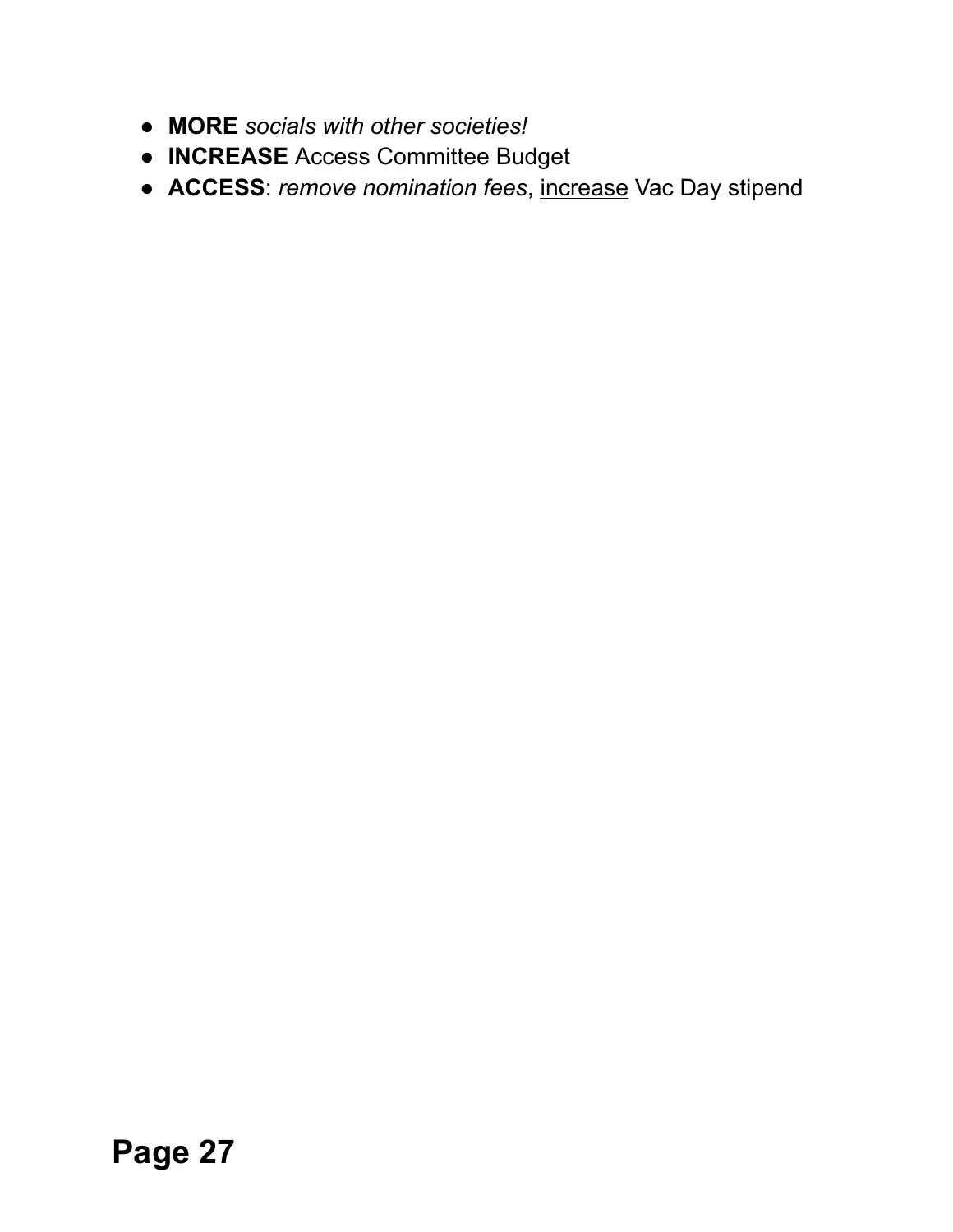- **MORE** *socials with other societies!*
- **INCREASE** Access Committee Budget
- **ACCESS**: *remove nomination fees*, <u>increase</u> Vac Day stipend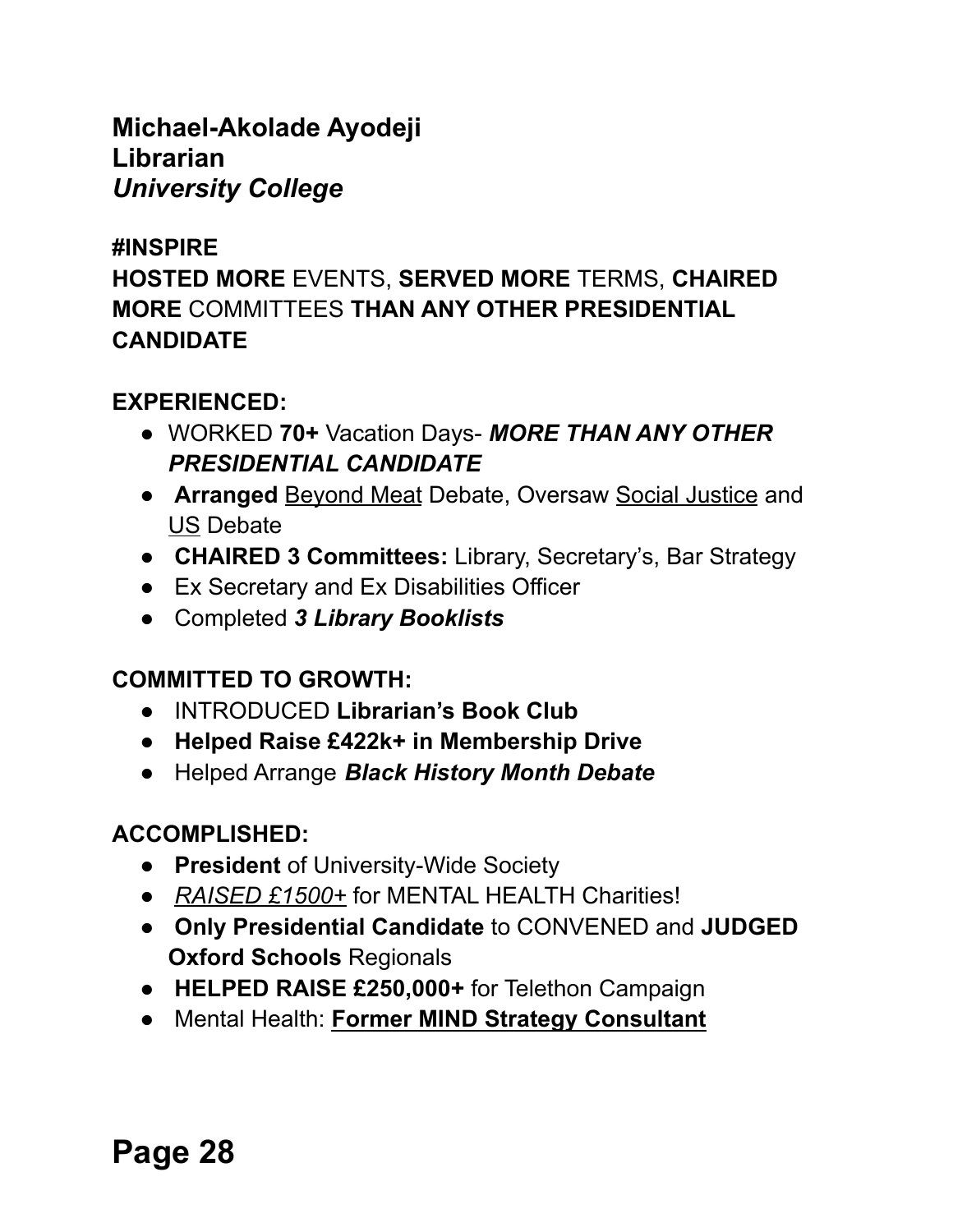**Michael-Akolade Ayodeji**
**Librarian**
***University College***

**#INSPIRE**
**HOSTED MORE** EVENTS, **SERVED MORE** TERMS, **CHAIRED MORE** COMMITTEES **THAN ANY OTHER PRESIDENTIAL CANDIDATE**

**EXPERIENCED:**

- WORKED **70+** Vacation Days- ***MORE THAN ANY OTHER PRESIDENTIAL CANDIDATE***
- **Arranged** <u>Beyond Meat</u> Debate, Oversaw <u>Social Justice</u> and <u>US</u> Debate
- **CHAIRED 3 Committees:** Library, Secretary's, Bar Strategy
- Ex Secretary and Ex Disabilities Officer
- Completed ***3 Library Booklists***

**COMMITTED TO GROWTH:**

- INTRODUCED **Librarian's Book Club**
- **Helped Raise £422k+ in Membership Drive**
- Helped Arrange ***Black History Month Debate***

**ACCOMPLISHED:**

- **President** of University-Wide Society
- *<u>RAISED £1500+</u>* for MENTAL HEALTH Charities!
- **Only Presidential Candidate** to CONVENED and **JUDGED Oxford Schools** Regionals
- **HELPED RAISE £250,000+** for Telethon Campaign
- Mental Health: **<u>Former MIND Strategy Consultant</u>**

**Page 28**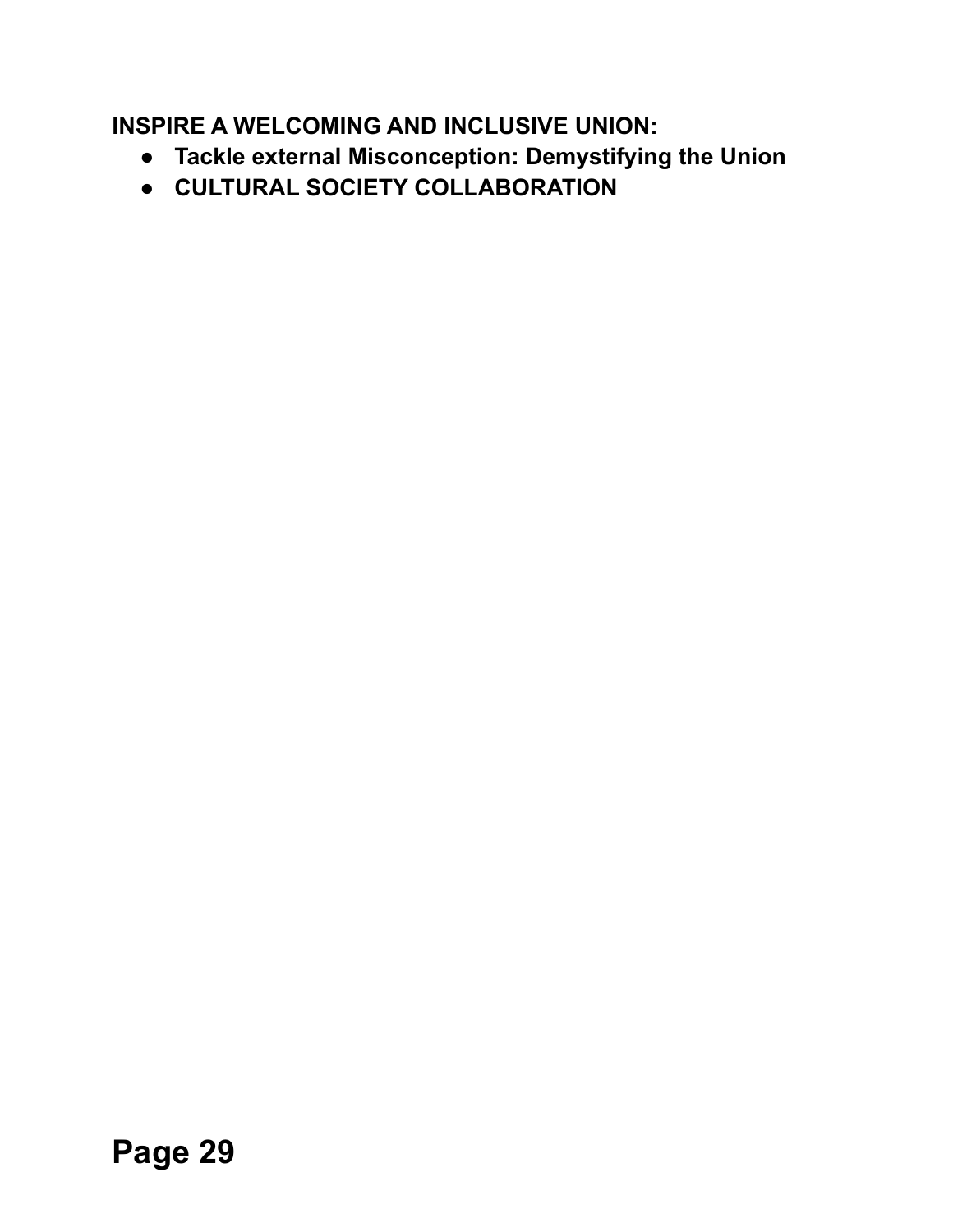**INSPIRE A WELCOMING AND INCLUSIVE UNION:**

- **Tackle external Misconception: Demystifying the Union**
- **CULTURAL SOCIETY COLLABORATION**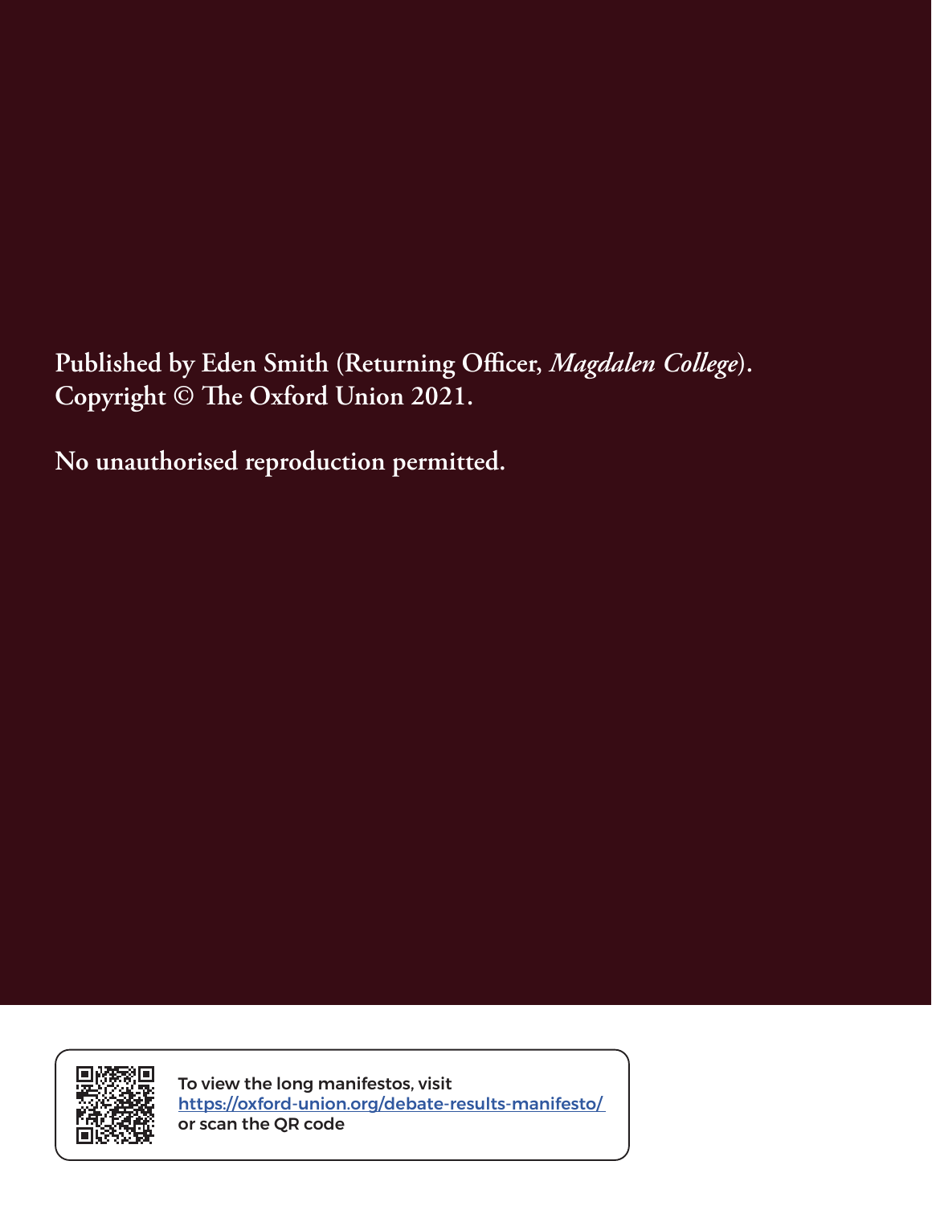**Published by Eden Smith (Returning Officer, *Magdalen College*).**
**Copyright © The Oxford Union 2021.**

**No unauthorised reproduction permitted.**

To view the long manifestos, visit
https://oxford-union.org/debate-results-manifesto/
or scan the QR code